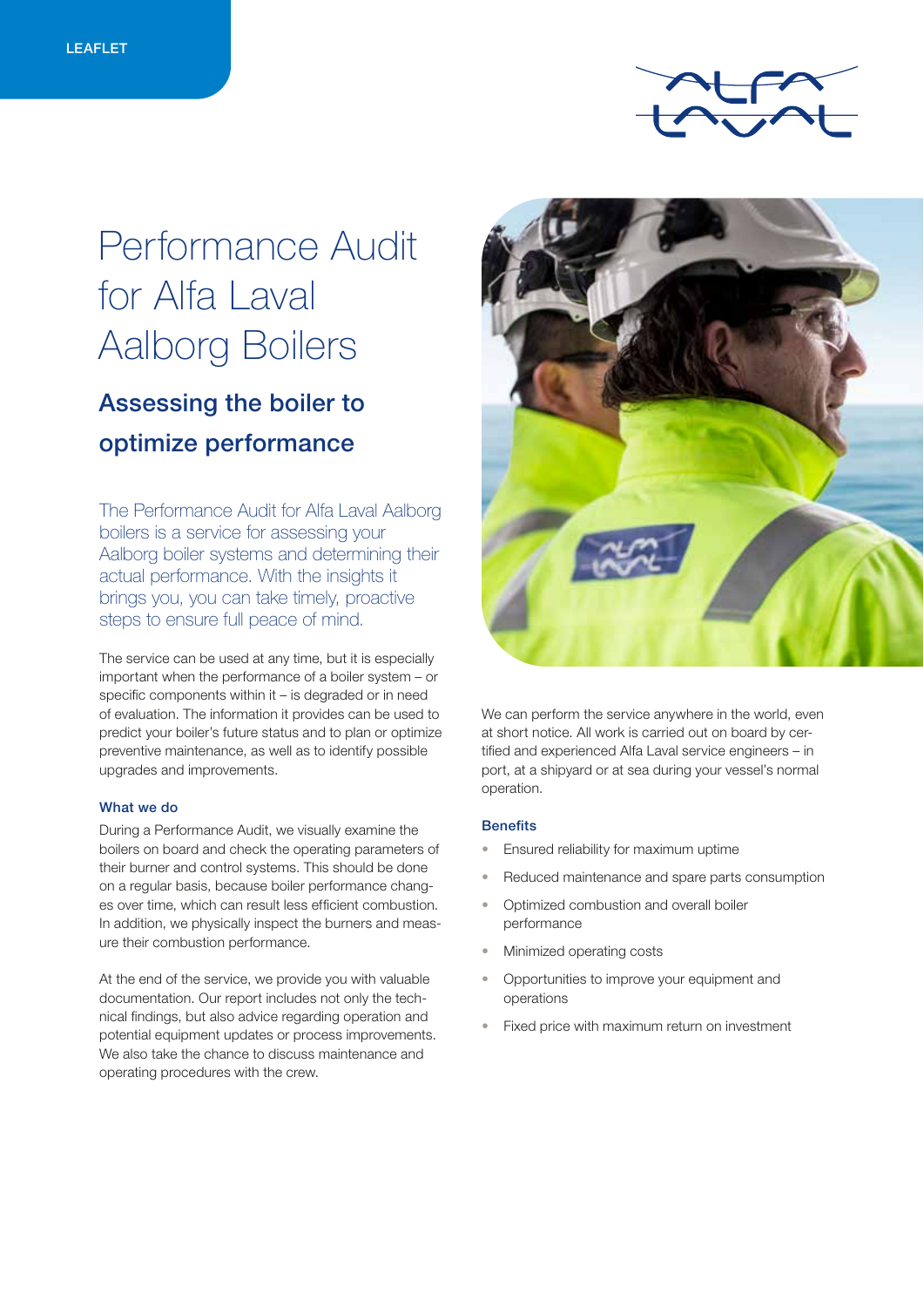LEAFLET

# Performance Audit for Alfa Laval Aalborg Boilers

## Assessing the boiler to optimize performance

The Performance Audit for Alfa Laval Aalborg boilers is a service for assessing your Aalborg boiler systems and determining their actual performance. With the insights it brings you, you can take timely, proactive steps to ensure full peace of mind.

The service can be used at any time, but it is especially important when the performance of a boiler system – or specific components within it – is degraded or in need of evaluation. The information it provides can be used to predict your boiler's future status and to plan or optimize preventive maintenance, as well as to identify possible upgrades and improvements.

### What we do

During a Performance Audit, we visually examine the boilers on board and check the operating parameters of their burner and control systems. This should be done on a regular basis, because boiler performance changes over time, which can result less efficient combustion. In addition, we physically inspect the burners and measure their combustion performance.

At the end of the service, we provide you with valuable documentation. Our report includes not only the technical findings, but also advice regarding operation and potential equipment updates or process improvements. We also take the chance to discuss maintenance and operating procedures with the crew.

We can perform the service anywhere in the world, even at short notice. All work is carried out on board by certified and experienced Alfa Laval service engineers – in port, at a shipyard or at sea during your vessel's normal operation.

### Benefits

- Ensured reliability for maximum uptime
- Reduced maintenance and spare parts consumption
- Optimized combustion and overall boiler performance
- Minimized operating costs
- Opportunities to improve your equipment and operations
- Fixed price with maximum return on investment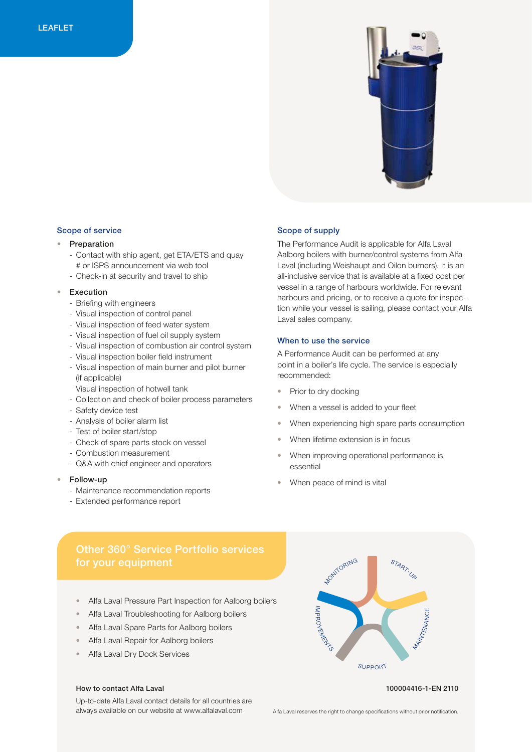LEAFLET

## Scope of service

- **Preparation**
  - Contact with ship agent, get ETA/ETS and quay # or ISPS announcement via web tool
  - Check-in at security and travel to ship
- **Execution**
  - Briefing with engineers
  - Visual inspection of control panel
  - Visual inspection of feed water system
  - Visual inspection of fuel oil supply system
  - Visual inspection of combustion air control system
  - Visual inspection boiler field instrument
  - Visual inspection of main burner and pilot burner (if applicable)
  Visual inspection of hotwell tank
  - Collection and check of boiler process parameters
  - Safety device test
  - Analysis of boiler alarm list
  - Test of boiler start/stop
  - Check of spare parts stock on vessel
  - Combustion measurement
  - Q&A with chief engineer and operators
- **Follow-up**
  - Maintenance recommendation reports
  - Extended performance report

## Scope of supply

The Performance Audit is applicable for Alfa Laval Aalborg boilers with burner/control systems from Alfa Laval (including Weishaupt and Oilon burners). It is an all-inclusive service that is available at a fixed cost per vessel in a range of harbours worldwide. For relevant harbours and pricing, or to receive a quote for inspection while your vessel is sailing, please contact your Alfa Laval sales company.

## When to use the service

A Performance Audit can be performed at any point in a boiler's life cycle. The service is especially recommended:

- Prior to dry docking
- When a vessel is added to your fleet
- When experiencing high spare parts consumption
- When lifetime extension is in focus
- When improving operational performance is essential
- When peace of mind is vital

## Other 360° Service Portfolio services for your equipment

- Alfa Laval Pressure Part Inspection for Aalborg boilers
- Alfa Laval Troubleshooting for Aalborg boilers
- Alfa Laval Spare Parts for Aalborg boilers
- Alfa Laval Repair for Aalborg boilers
- Alfa Laval Dry Dock Services

MONITORING
START-UP
IMPROVEMENTS
MAINTENANCE
SUPPORT

**How to contact Alfa Laval**

Up-to-date Alfa Laval contact details for all countries are always available on our website at www.alfalaval.com

**100004416-1-EN 2110**

Alfa Laval reserves the right to change specifications without prior notification.